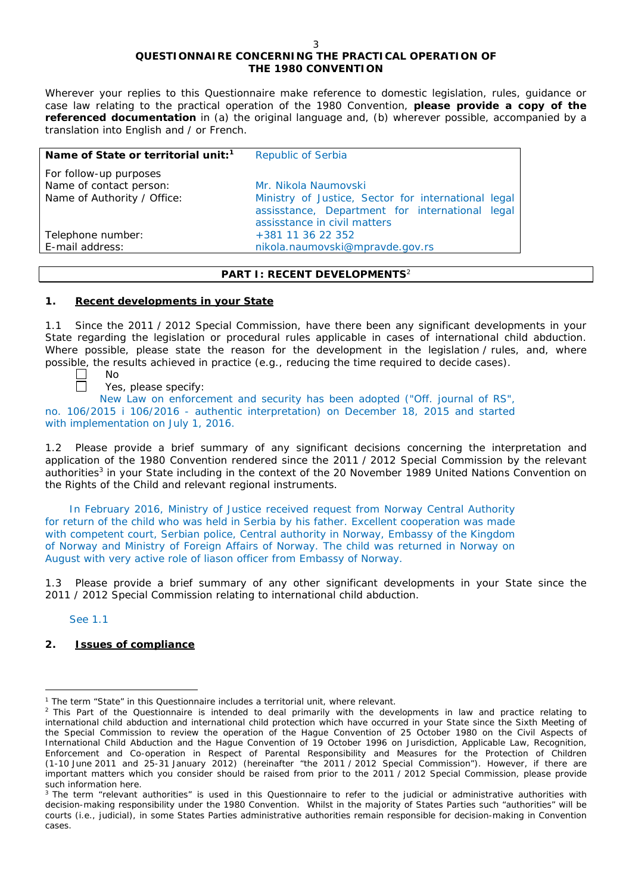# QUESTIONNAIRE CONCERNING THE PRACTICAL OPERATION OF THE 1980 CONVENTION

Wherever your replies to this Questionnaire make reference to domestic legislation, rules, guidance or case law relating to the practical operation of the 1980 Convention, **please provide a copy of the referenced documentation** in (a) the original language and, (b) wherever possible, accompanied by a translation into English and / or French.

| **Name of State or territorial unit:**[1] | Republic of Serbia |
|---|---|
| For follow-up purposes | |
| Name of contact person: | Mr. Nikola Naumovski |
| Name of Authority / Office: | Ministry of Justice, Sector for international legal assisstance, Department for international legal assisstance in civil matters |
| Telephone number: | +381 11 36 22 352 |
| E-mail address: | nikola.naumovski@mpravde.gov.rs |

## PART I: RECENT DEVELOPMENTS[2]

### 1. Recent developments in your State

1.1 Since the 2011 / 2012 Special Commission, have there been any significant developments in your State regarding the legislation or procedural rules applicable in cases of international child abduction. Where possible, please state the reason for the development in the legislation / rules, and, where possible, the results achieved in practice (e.g., reducing the time required to decide cases).

☐ No

☐ Yes, please specify:

New Law on enforcement and security has been adopted ("Off. journal of RS", no. 106/2015 i 106/2016 - authentic interpretation) on December 18, 2015 and started with implementation on July 1, 2016.

1.2 Please provide a brief summary of any significant decisions concerning the interpretation and application of the 1980 Convention rendered since the 2011 / 2012 Special Commission by the relevant authorities[3] in your State including in the context of the 20 November 1989 United Nations Convention on the Rights of the Child and relevant regional instruments.

In February 2016, Ministry of Justice received request from Norway Central Authority for return of the child who was held in Serbia by his father. Excellent cooperation was made with competent court, Serbian police, Central authority in Norway, Embassy of the Kingdom of Norway and Ministry of Foreign Affairs of Norway. The child was returned in Norway on August with very active role of liason officer from Embassy of Norway.

1.3 Please provide a brief summary of any other significant developments in your State since the 2011 / 2012 Special Commission relating to international child abduction.

See 1.1

### 2. Issues of compliance

---

[1] The term "State" in this Questionnaire includes a territorial unit, where relevant.

[2] This Part of the Questionnaire is intended to deal primarily with the developments in law and practice relating to international child abduction and international child protection which have occurred in your State since the Sixth Meeting of the Special Commission to review the operation of the Hague Convention of 25 October 1980 on the Civil Aspects of International Child Abduction and the Hague Convention of 19 October 1996 on Jurisdiction, Applicable Law, Recognition, Enforcement and Co-operation in Respect of Parental Responsibility and Measures for the Protection of Children (1-10 June 2011 and 25-31 January 2012) (hereinafter "the 2011 / 2012 Special Commission"). However, if there are important matters which you consider should be raised from prior to the 2011 / 2012 Special Commission, please provide such information here.

[3] The term "relevant authorities" is used in this Questionnaire to refer to the judicial or administrative authorities with decision-making responsibility under the 1980 Convention. Whilst in the majority of States Parties such "authorities" will be courts (i.e., judicial), in some States Parties administrative authorities remain responsible for decision-making in Convention cases.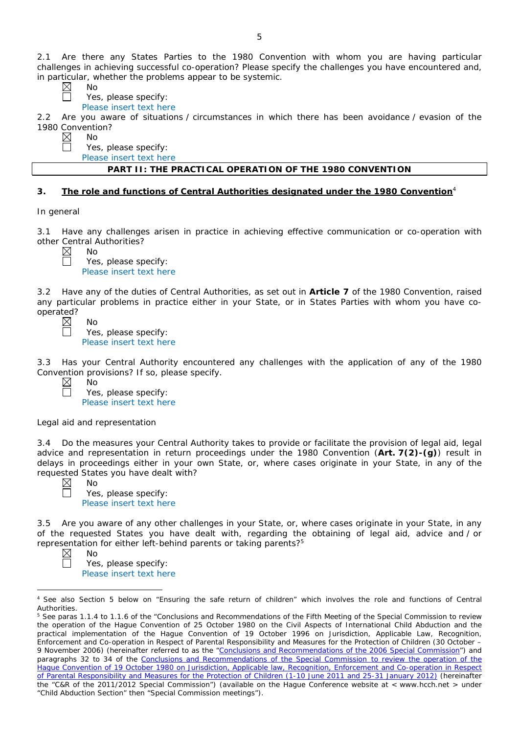2.1 Are there any States Parties to the 1980 Convention with whom you are having particular challenges in achieving successful co-operation? Please specify the challenges you have encountered and, in particular, whether the problems appear to be systemic.

☒ No
☐ Yes, please specify:
Please insert text here

2.2 Are you aware of situations / circumstances in which there has been avoidance / evasion of the 1980 Convention?

☒ No
☐ Yes, please specify:
Please insert text here

## PART II: THE PRACTICAL OPERATION OF THE 1980 CONVENTION

### 3. The role and functions of Central Authorities designated under the 1980 Convention[4]

In general

3.1 Have any challenges arisen in practice in achieving effective communication or co-operation with other Central Authorities?

☒ No
☐ Yes, please specify:
Please insert text here

3.2 Have any of the duties of Central Authorities, as set out in **Article 7** of the 1980 Convention, raised any particular problems in practice either in your State, or in States Parties with whom you have co-operated?

☒ No
☐ Yes, please specify:
Please insert text here

3.3 Has your Central Authority encountered any challenges with the application of any of the 1980 Convention provisions? If so, please specify.

☒ No
☐ Yes, please specify:
Please insert text here

Legal aid and representation

3.4 Do the measures your Central Authority takes to provide or facilitate the provision of legal aid, legal advice and representation in return proceedings under the 1980 Convention (**Art. 7(2)-(g)**) result in delays in proceedings either in your own State, or, where cases originate in your State, in any of the requested States you have dealt with?

☒ No
☐ Yes, please specify:
Please insert text here

3.5 Are you aware of any other challenges in your State, or, where cases originate in your State, in any of the requested States you have dealt with, regarding the obtaining of legal aid, advice and / or representation for either left-behind parents or taking parents?[5]

☒ No
☐ Yes, please specify:
Please insert text here

---

[4] See also Section 5 below on "Ensuring the safe return of children" which involves the role and functions of Central Authorities.

[5] See paras 1.1.4 to 1.1.6 of the "Conclusions and Recommendations of the Fifth Meeting of the Special Commission to review the operation of the Hague Convention of 25 October 1980 on the Civil Aspects of International Child Abduction and the practical implementation of the Hague Convention of 19 October 1996 on Jurisdiction, Applicable Law, Recognition, Enforcement and Co-operation in Respect of Parental Responsibility and Measures for the Protection of Children (30 October – 9 November 2006) (hereinafter referred to as the "Conclusions and Recommendations of the 2006 Special Commission") and paragraphs 32 to 34 of the Conclusions and Recommendations of the Special Commission to review the operation of the Hague Convention of 19 October 1980 on Jurisdiction, Applicable law, Recognition, Enforcement and Co-operation in Respect of Parental Responsibility and Measures for the Protection of Children (1-10 June 2011 and 25-31 January 2012) (hereinafter the "C&R of the 2011/2012 Special Commission") (available on the Hague Conference website at < www.hcch.net > under "Child Abduction Section" then "Special Commission meetings").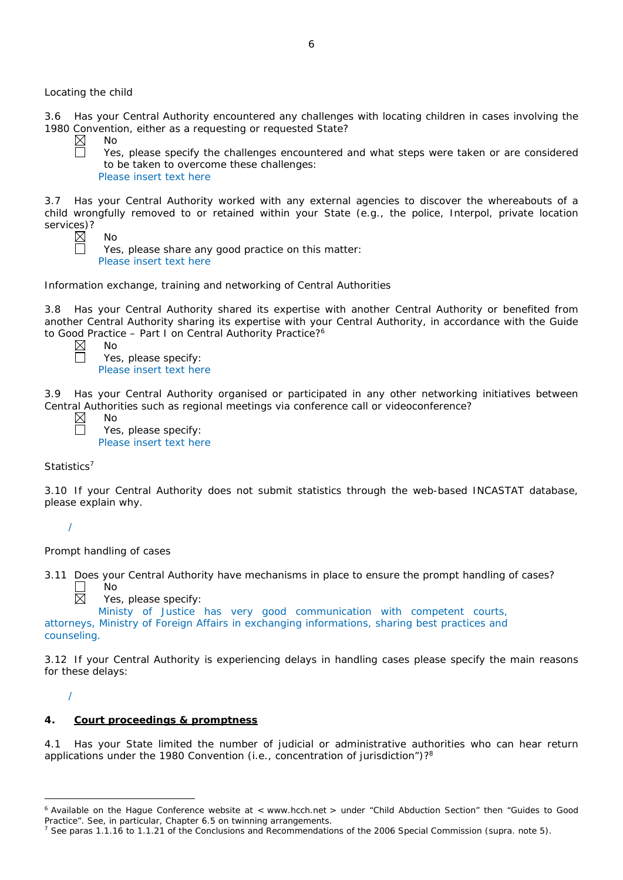Locating the child

3.6 Has your Central Authority encountered any challenges with locating children in cases involving the 1980 Convention, either as a requesting or requested State?

☒ No
☐ Yes, please specify the challenges encountered and what steps were taken or are considered to be taken to overcome these challenges:
Please insert text here

3.7 Has your Central Authority worked with any external agencies to discover the whereabouts of a child wrongfully removed to or retained within your State (e.g., the police, Interpol, private location services)?

☒ No
☐ Yes, please share any good practice on this matter:
Please insert text here

Information exchange, training and networking of Central Authorities

3.8 Has your Central Authority shared its expertise with another Central Authority or benefited from another Central Authority sharing its expertise with your Central Authority, in accordance with the Guide to Good Practice – Part I on Central Authority Practice?[6]

☒ No
☐ Yes, please specify:
Please insert text here

3.9 Has your Central Authority organised or participated in any other networking initiatives between Central Authorities such as regional meetings via conference call or videoconference?

☒ No
☐ Yes, please specify:
Please insert text here

Statistics[7]

3.10 If your Central Authority does not submit statistics through the web-based INCASTAT database, please explain why.

/

Prompt handling of cases

3.11 Does your Central Authority have mechanisms in place to ensure the prompt handling of cases?

☐ No
☒ Yes, please specify:
Ministry of Justice has very good communication with competent courts, attorneys, Ministry of Foreign Affairs in exchanging informations, sharing best practices and counseling.

3.12 If your Central Authority is experiencing delays in handling cases please specify the main reasons for these delays:

/

## 4. Court proceedings & promptness

4.1 Has your State limited the number of judicial or administrative authorities who can hear return applications under the 1980 Convention (i.e., concentration of jurisdiction")?[8]

---

[6] Available on the Hague Conference website at < www.hcch.net > under "Child Abduction Section" then "Guides to Good Practice". See, in particular, Chapter 6.5 on twinning arrangements.

[7] See paras 1.1.16 to 1.1.21 of the Conclusions and Recommendations of the 2006 Special Commission (supra. note 5).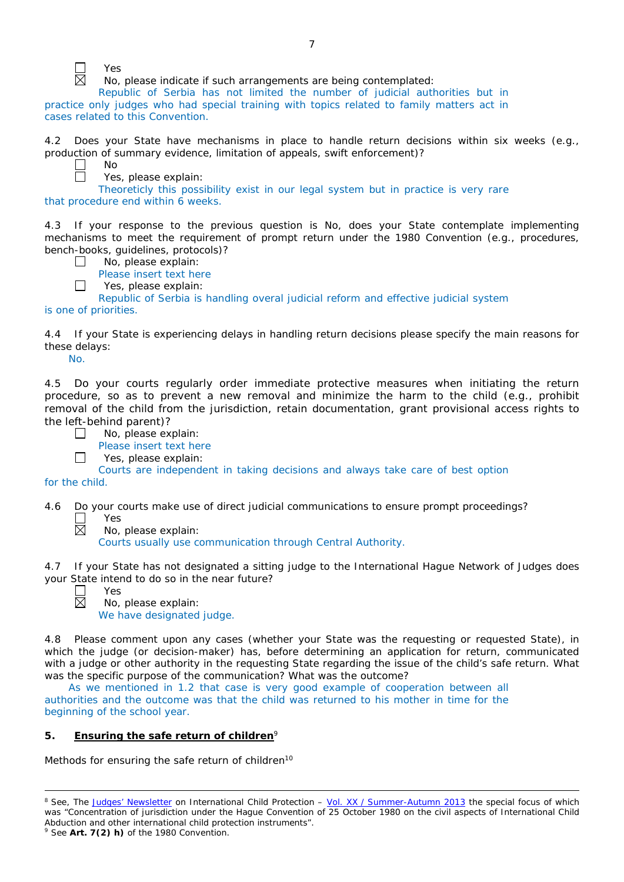☐ Yes

☒ No, please indicate if such arrangements are being contemplated:

Republic of Serbia has not limited the number of judicial authorities but in practice only judges who had special training with topics related to family matters act in cases related to this Convention.

4.2 Does your State have mechanisms in place to handle return decisions within six weeks (e.g., production of summary evidence, limitation of appeals, swift enforcement)?

☐ No

☐ Yes, please explain:

Theoreticly this possibility exist in our legal system but in practice is very rare that procedure end within 6 weeks.

4.3 If your response to the previous question is No, does your State contemplate implementing mechanisms to meet the requirement of prompt return under the 1980 Convention (e.g., procedures, bench-books, guidelines, protocols)?

☐ No, please explain:

Please insert text here

☐ Yes, please explain:

Republic of Serbia is handling overal judicial reform and effective judicial system is one of priorities.

4.4 If your State is experiencing delays in handling return decisions please specify the main reasons for these delays:

No.

4.5 Do your courts regularly order immediate protective measures when initiating the return procedure, so as to prevent a new removal and minimize the harm to the child (e.g., prohibit removal of the child from the jurisdiction, retain documentation, grant provisional access rights to the left-behind parent)?

☐ No, please explain:

Please insert text here

☐ Yes, please explain:

Courts are independent in taking decisions and always take care of best option for the child.

4.6 Do your courts make use of direct judicial communications to ensure prompt proceedings?

☐ Yes

☒ No, please explain:

Courts usually use communication through Central Authority.

4.7 If your State has not designated a sitting judge to the International Hague Network of Judges does your State intend to do so in the near future?

☐ Yes

☒ No, please explain:

We have designated judge.

4.8 Please comment upon any cases (whether your State was the requesting or requested State), in which the judge (or decision-maker) has, before determining an application for return, communicated with a judge or other authority in the requesting State regarding the issue of the child's safe return. What was the specific purpose of the communication? What was the outcome?

As we mentioned in 1.2 that case is very good example of cooperation between all authorities and the outcome was that the child was returned to his mother in time for the beginning of the school year.

## 5. Ensuring the safe return of children[9]

Methods for ensuring the safe return of children[10]

---

[8] See, The Judges' Newsletter on International Child Protection – Vol. XX / Summer-Autumn 2013 the special focus of which was "Concentration of jurisdiction under the Hague Convention of 25 October 1980 on the civil aspects of International Child Abduction and other international child protection instruments".

[9] See **Art. 7(2) h)** of the 1980 Convention.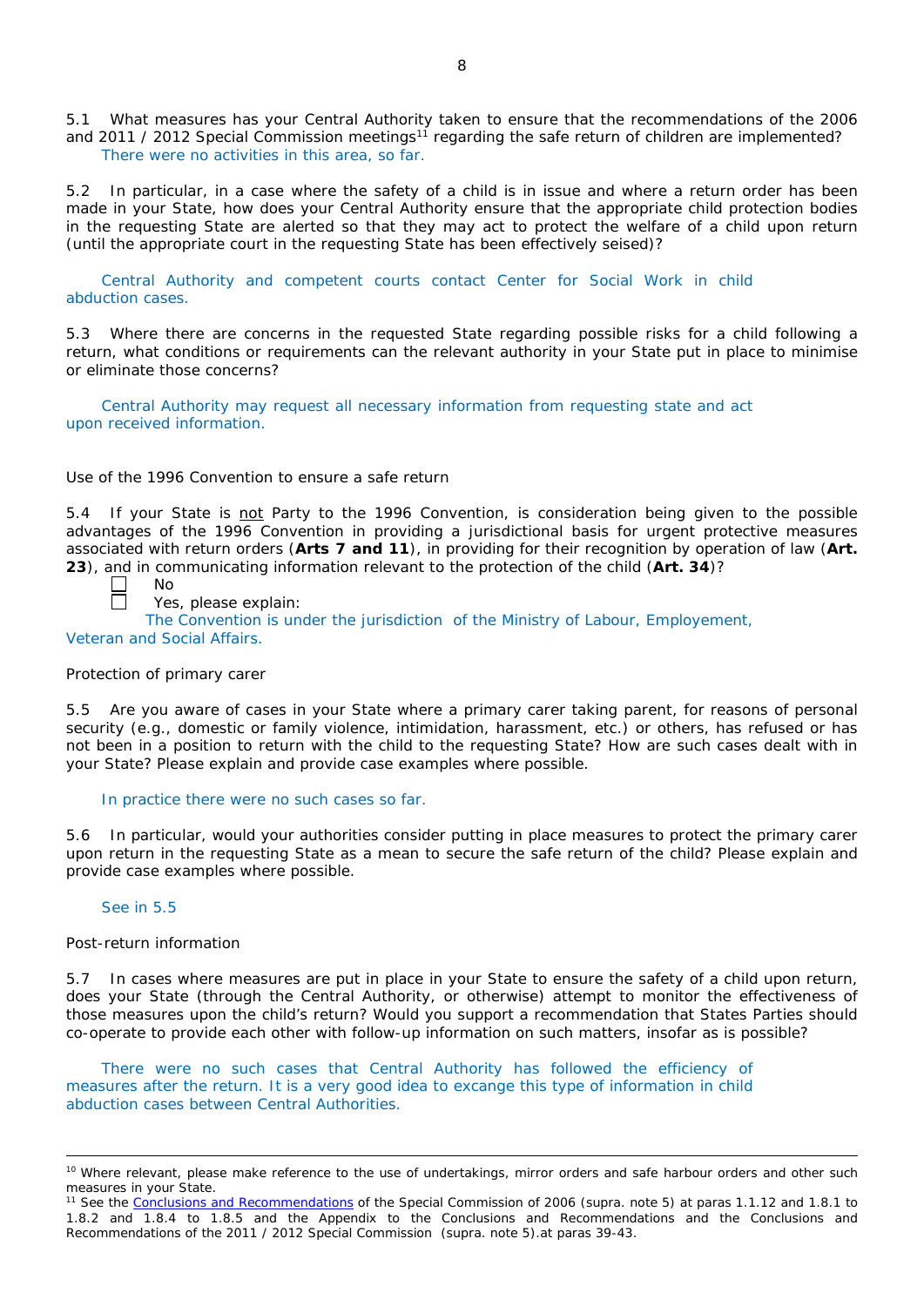5.1 What measures has your Central Authority taken to ensure that the recommendations of the 2006 and 2011 / 2012 Special Commission meetings[11] regarding the safe return of children are implemented?

There were no activities in this area, so far.

5.2 In particular, in a case where the safety of a child is in issue and where a return order has been made in your State, how does your Central Authority ensure that the appropriate child protection bodies in the requesting State are alerted so that they may act to protect the welfare of a child upon return (until the appropriate court in the requesting State has been effectively seised)?

Central Authority and competent courts contact Center for Social Work in child abduction cases.

5.3 Where there are concerns in the requested State regarding possible risks for a child following a return, what conditions or requirements can the relevant authority in your State put in place to minimise or eliminate those concerns?

Central Authority may request all necessary information from requesting state and act upon received information.

Use of the 1996 Convention to ensure a safe return

5.4 If your State is not Party to the 1996 Convention, is consideration being given to the possible advantages of the 1996 Convention in providing a jurisdictional basis for urgent protective measures associated with return orders (**Arts 7 and 11**), in providing for their recognition by operation of law (**Art. 23**), and in communicating information relevant to the protection of the child (**Art. 34**)?

- [ ] No
- [ ] Yes, please explain:

The Convention is under the jurisdiction of the Ministry of Labour, Employement, Veteran and Social Affairs.

Protection of primary carer

5.5 Are you aware of cases in your State where a primary carer taking parent, for reasons of personal security (e.g., domestic or family violence, intimidation, harassment, etc.) or others, has refused or has not been in a position to return with the child to the requesting State? How are such cases dealt with in your State? Please explain and provide case examples where possible.

In practice there were no such cases so far.

5.6 In particular, would your authorities consider putting in place measures to protect the primary carer upon return in the requesting State as a mean to secure the safe return of the child? Please explain and provide case examples where possible.

See in 5.5

Post-return information

5.7 In cases where measures are put in place in your State to ensure the safety of a child upon return, does your State (through the Central Authority, or otherwise) attempt to monitor the effectiveness of those measures upon the child's return? Would you support a recommendation that States Parties should co-operate to provide each other with follow-up information on such matters, insofar as is possible?

There were no such cases that Central Authority has followed the efficiency of measures after the return. It is a very good idea to excange this type of information in child abduction cases between Central Authorities.

---

[10] Where relevant, please make reference to the use of undertakings, mirror orders and safe harbour orders and other such measures in your State.

[11] See the Conclusions and Recommendations of the Special Commission of 2006 (supra. note 5) at paras 1.1.12 and 1.8.1 to 1.8.2 and 1.8.4 to 1.8.5 and the Appendix to the Conclusions and Recommendations and the Conclusions and Recommendations of the 2011 / 2012 Special Commission (supra. note 5).at paras 39-43.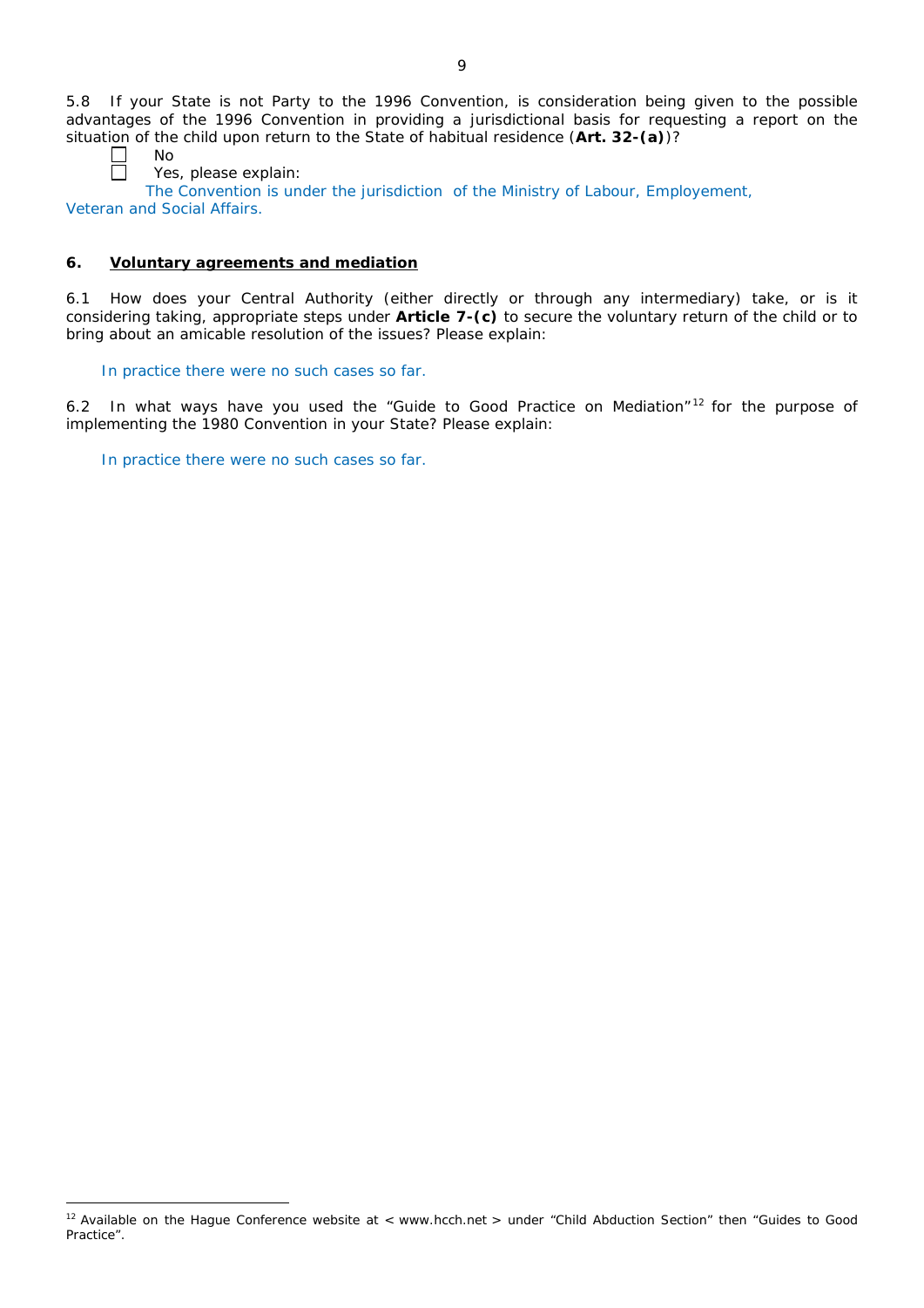5.8 If your State is not Party to the 1996 Convention, is consideration being given to the possible advantages of the 1996 Convention in providing a jurisdictional basis for requesting a report on the situation of the child upon return to the State of habitual residence (**Art. 32-(a)**)?

☐ No
☐ Yes, please explain:

The Convention is under the jurisdiction of the Ministry of Labour, Employement, Veteran and Social Affairs.

## 6. Voluntary agreements and mediation

6.1 How does your Central Authority (either directly or through any intermediary) take, or is it considering taking, appropriate steps under **Article 7-(c)** to secure the voluntary return of the child or to bring about an amicable resolution of the issues? Please explain:

In practice there were no such cases so far.

6.2 In what ways have you used the "Guide to Good Practice on Mediation"[12] for the purpose of implementing the 1980 Convention in your State? Please explain:

In practice there were no such cases so far.

---

[12] Available on the Hague Conference website at < www.hcch.net > under "Child Abduction Section" then "Guides to Good Practice".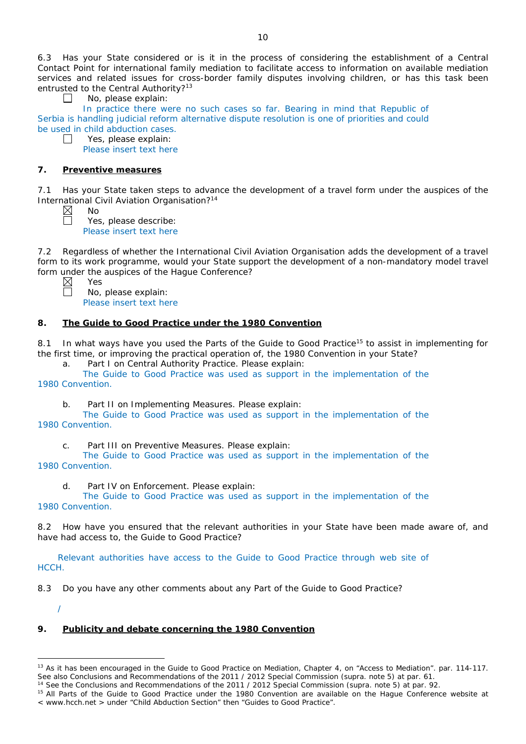6.3 Has your State considered or is it in the process of considering the establishment of a Central Contact Point for international family mediation to facilitate access to information on available mediation services and related issues for cross-border family disputes involving children, or has this task been entrusted to the Central Authority?[13]

☐ No, please explain:

In practice there were no such cases so far. Bearing in mind that Republic of Serbia is handling judicial reform alternative dispute resolution is one of priorities and could be used in child abduction cases.

☐ Yes, please explain:

Please insert text here

## 7. Preventive measures

7.1 Has your State taken steps to advance the development of a travel form under the auspices of the International Civil Aviation Organisation?[14]

☒ No

☐ Yes, please describe:

Please insert text here

7.2 Regardless of whether the International Civil Aviation Organisation adds the development of a travel form to its work programme, would your State support the development of a non-mandatory model travel form under the auspices of the Hague Conference?

☒ Yes

☐ No, please explain:

Please insert text here

## 8. The Guide to Good Practice under the 1980 Convention

8.1 In what ways have you used the Parts of the Guide to Good Practice[15] to assist in implementing for the first time, or improving the practical operation of, the 1980 Convention in your State?

a. Part I on Central Authority Practice. Please explain:

The Guide to Good Practice was used as support in the implementation of the 1980 Convention.

b. Part II on Implementing Measures. Please explain:

The Guide to Good Practice was used as support in the implementation of the 1980 Convention.

c. Part III on Preventive Measures. Please explain:

The Guide to Good Practice was used as support in the implementation of the 1980 Convention.

d. Part IV on Enforcement. Please explain:

The Guide to Good Practice was used as support in the implementation of the 1980 Convention.

8.2 How have you ensured that the relevant authorities in your State have been made aware of, and have had access to, the Guide to Good Practice?

Relevant authorities have access to the Guide to Good Practice through web site of HCCH.

8.3 Do you have any other comments about any Part of the Guide to Good Practice?

/

## 9. Publicity and debate concerning the 1980 Convention

---

[13] As it has been encouraged in the Guide to Good Practice on Mediation, Chapter 4, on "Access to Mediation". par. 114-117. See also Conclusions and Recommendations of the 2011 / 2012 Special Commission (supra. note 5) at par. 61.

[14] See the Conclusions and Recommendations of the 2011 / 2012 Special Commission (supra. note 5) at par. 92.

[15] All Parts of the Guide to Good Practice under the 1980 Convention are available on the Hague Conference website at < www.hcch.net > under "Child Abduction Section" then "Guides to Good Practice".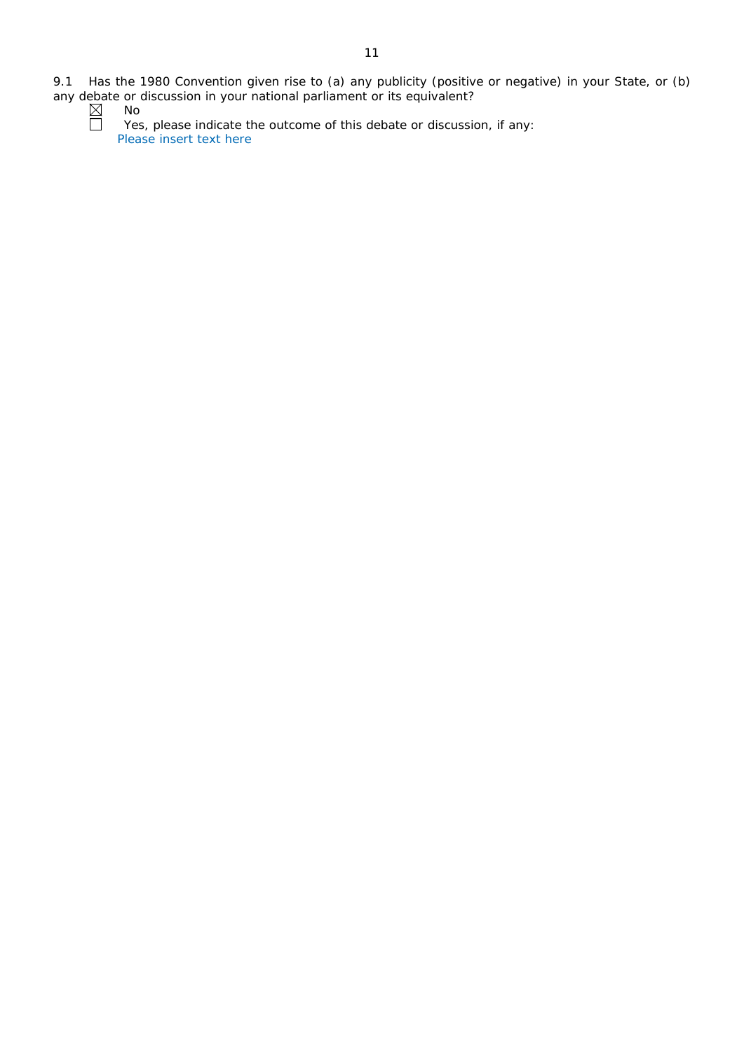9.1 Has the 1980 Convention given rise to (a) any publicity (positive or negative) in your State, or (b) any debate or discussion in your national parliament or its equivalent?

☒ No

☐ Yes, please indicate the outcome of this debate or discussion, if any:
Please insert text here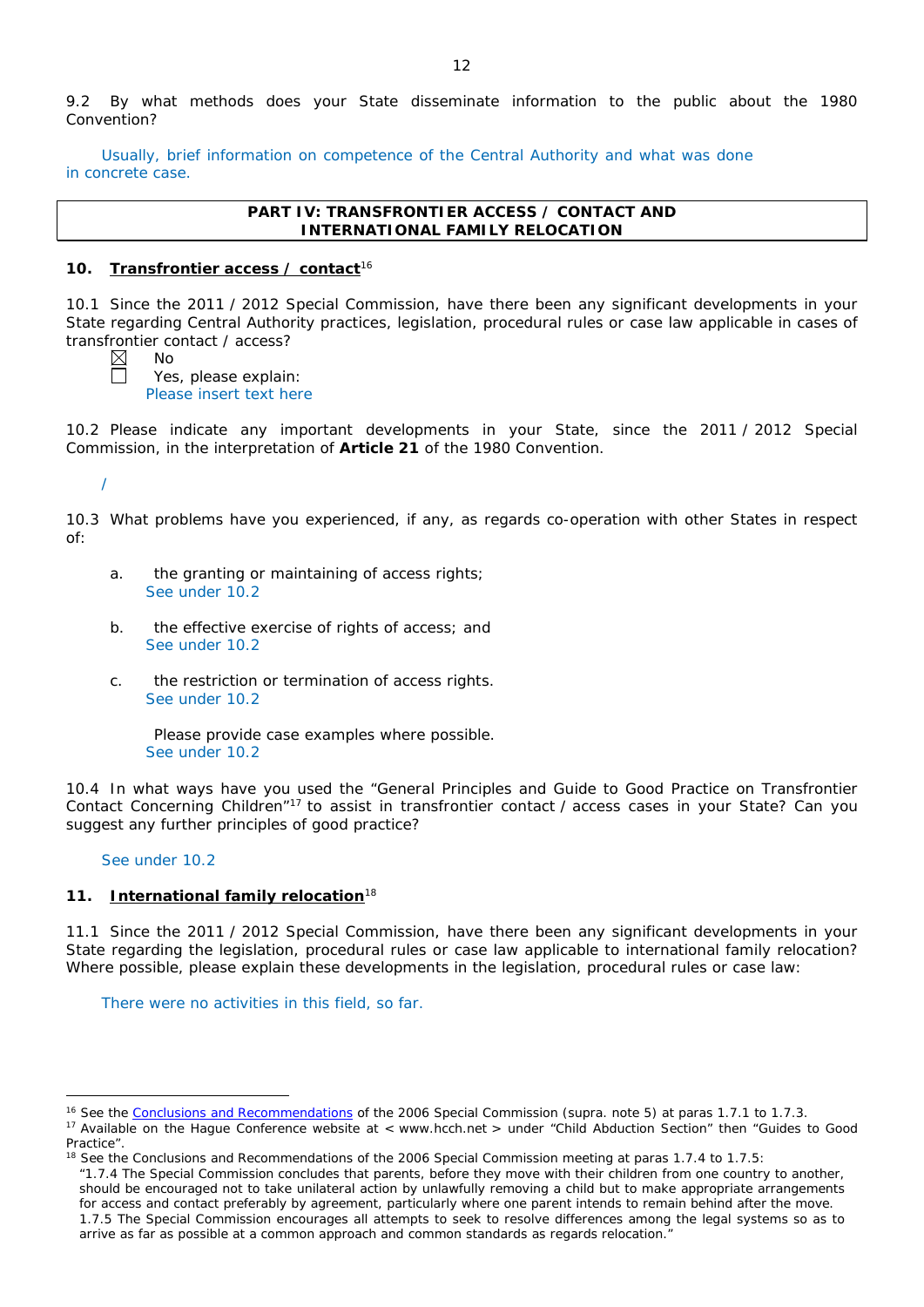9.2 By what methods does your State disseminate information to the public about the 1980 Convention?

Usually, brief information on competence of the Central Authority and what was done in concrete case.

**PART IV: TRANSFRONTIER ACCESS / CONTACT AND INTERNATIONAL FAMILY RELOCATION**

## 10. Transfrontier access / contact[16]

10.1 Since the 2011 / 2012 Special Commission, have there been any significant developments in your State regarding Central Authority practices, legislation, procedural rules or case law applicable in cases of transfrontier contact / access?

☒ No
☐ Yes, please explain:
Please insert text here

10.2 Please indicate any important developments in your State, since the 2011 / 2012 Special Commission, in the interpretation of **Article 21** of the 1980 Convention.

/

10.3 What problems have you experienced, if any, as regards co-operation with other States in respect of:

a. the granting or maintaining of access rights;
See under 10.2

b. the effective exercise of rights of access; and
See under 10.2

c. the restriction or termination of access rights.
See under 10.2

Please provide case examples where possible.
See under 10.2

10.4 In what ways have you used the "General Principles and Guide to Good Practice on Transfrontier Contact Concerning Children"[17] to assist in transfrontier contact / access cases in your State? Can you suggest any further principles of good practice?

See under 10.2

## 11. International family relocation[18]

11.1 Since the 2011 / 2012 Special Commission, have there been any significant developments in your State regarding the legislation, procedural rules or case law applicable to international family relocation? Where possible, please explain these developments in the legislation, procedural rules or case law:

There were no activities in this field, so far.

---

[16] See the Conclusions and Recommendations of the 2006 Special Commission (supra. note 5) at paras 1.7.1 to 1.7.3.

[17] Available on the Hague Conference website at < www.hcch.net > under "Child Abduction Section" then "Guides to Good Practice".

[18] See the Conclusions and Recommendations of the 2006 Special Commission meeting at paras 1.7.4 to 1.7.5:
"1.7.4 The Special Commission concludes that parents, before they move with their children from one country to another, should be encouraged not to take unilateral action by unlawfully removing a child but to make appropriate arrangements for access and contact preferably by agreement, particularly where one parent intends to remain behind after the move.
1.7.5 The Special Commission encourages all attempts to seek to resolve differences among the legal systems so as to arrive as far as possible at a common approach and common standards as regards relocation."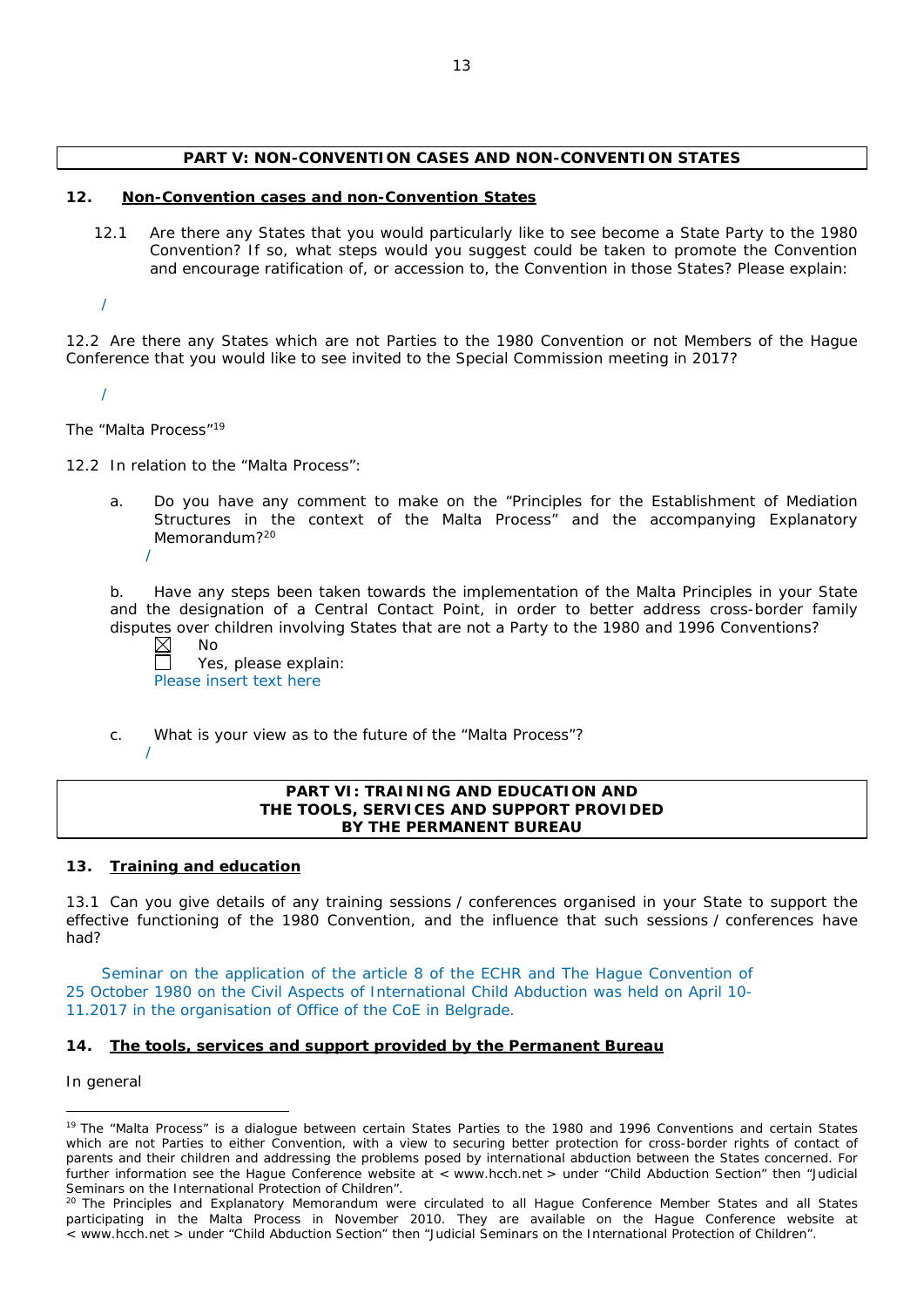## PART V: NON-CONVENTION CASES AND NON-CONVENTION STATES

### 12. Non-Convention cases and non-Convention States

12.1 Are there any States that you would particularly like to see become a State Party to the 1980 Convention? If so, what steps would you suggest could be taken to promote the Convention and encourage ratification of, or accession to, the Convention in those States? Please explain:

/

12.2 Are there any States which are not Parties to the 1980 Convention or not Members of the Hague Conference that you would like to see invited to the Special Commission meeting in 2017?

/

The "Malta Process"[19]

12.2 In relation to the "Malta Process":

a. Do you have any comment to make on the "Principles for the Establishment of Mediation Structures in the context of the Malta Process" and the accompanying Explanatory Memorandum?[20]

/

b. Have any steps been taken towards the implementation of the Malta Principles in your State and the designation of a Central Contact Point, in order to better address cross-border family disputes over children involving States that are not a Party to the 1980 and 1996 Conventions?

☒ No
☐ Yes, please explain:
Please insert text here

c. What is your view as to the future of the "Malta Process"?

/

## PART VI: TRAINING AND EDUCATION AND THE TOOLS, SERVICES AND SUPPORT PROVIDED BY THE PERMANENT BUREAU

### 13. Training and education

13.1 Can you give details of any training sessions / conferences organised in your State to support the effective functioning of the 1980 Convention, and the influence that such sessions / conferences have had?

Seminar on the application of the article 8 of the ECHR and The Hague Convention of 25 October 1980 on the Civil Aspects of International Child Abduction was held on April 10-11.2017 in the organisation of Office of the CoE in Belgrade.

### 14. The tools, services and support provided by the Permanent Bureau

In general

---

[19] The "Malta Process" is a dialogue between certain States Parties to the 1980 and 1996 Conventions and certain States which are not Parties to either Convention, with a view to securing better protection for cross-border rights of contact of parents and their children and addressing the problems posed by international abduction between the States concerned. For further information see the Hague Conference website at < www.hcch.net > under "Child Abduction Section" then "Judicial Seminars on the International Protection of Children".

[20] The Principles and Explanatory Memorandum were circulated to all Hague Conference Member States and all States participating in the Malta Process in November 2010. They are available on the Hague Conference website at < www.hcch.net > under "Child Abduction Section" then "Judicial Seminars on the International Protection of Children".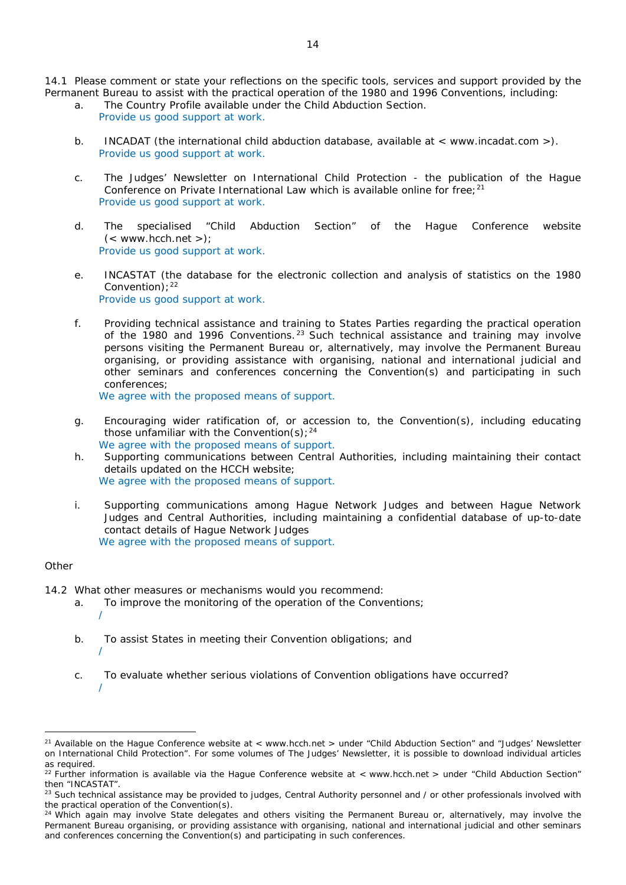14.1 Please comment or state your reflections on the specific tools, services and support provided by the Permanent Bureau to assist with the practical operation of the 1980 and 1996 Conventions, including:

a. The Country Profile available under the Child Abduction Section.

   Provide us good support at work.

b. INCADAT (the international child abduction database, available at < www.incadat.com >).

   Provide us good support at work.

c. The Judges' Newsletter on International Child Protection - the publication of the Hague Conference on Private International Law which is available online for free;[21]

   Provide us good support at work.

d. The specialised "Child Abduction Section" of the Hague Conference website (< www.hcch.net >);

   Provide us good support at work.

e. INCASTAT (the database for the electronic collection and analysis of statistics on the 1980 Convention);[22]

   Provide us good support at work.

f. Providing technical assistance and training to States Parties regarding the practical operation of the 1980 and 1996 Conventions.[23] Such technical assistance and training may involve persons visiting the Permanent Bureau or, alternatively, may involve the Permanent Bureau organising, or providing assistance with organising, national and international judicial and other seminars and conferences concerning the Convention(s) and participating in such conferences;

   We agree with the proposed means of support.

g. Encouraging wider ratification of, or accession to, the Convention(s), including educating those unfamiliar with the Convention(s);[24]

   We agree with the proposed means of support.

h. Supporting communications between Central Authorities, including maintaining their contact details updated on the HCCH website;

   We agree with the proposed means of support.

i. Supporting communications among Hague Network Judges and between Hague Network Judges and Central Authorities, including maintaining a confidential database of up-to-date contact details of Hague Network Judges

   We agree with the proposed means of support.

Other

14.2 What other measures or mechanisms would you recommend:

a. To improve the monitoring of the operation of the Conventions;

   /

b. To assist States in meeting their Convention obligations; and

   /

c. To evaluate whether serious violations of Convention obligations have occurred?

   /

---

[21] Available on the Hague Conference website at < www.hcch.net > under "Child Abduction Section" and "Judges' Newsletter on International Child Protection". For some volumes of The Judges' Newsletter, it is possible to download individual articles as required.

[22] Further information is available via the Hague Conference website at < www.hcch.net > under "Child Abduction Section" then "INCASTAT".

[23] Such technical assistance may be provided to judges, Central Authority personnel and / or other professionals involved with the practical operation of the Convention(s).

[24] Which again may involve State delegates and others visiting the Permanent Bureau or, alternatively, may involve the Permanent Bureau organising, or providing assistance with organising, national and international judicial and other seminars and conferences concerning the Convention(s) and participating in such conferences.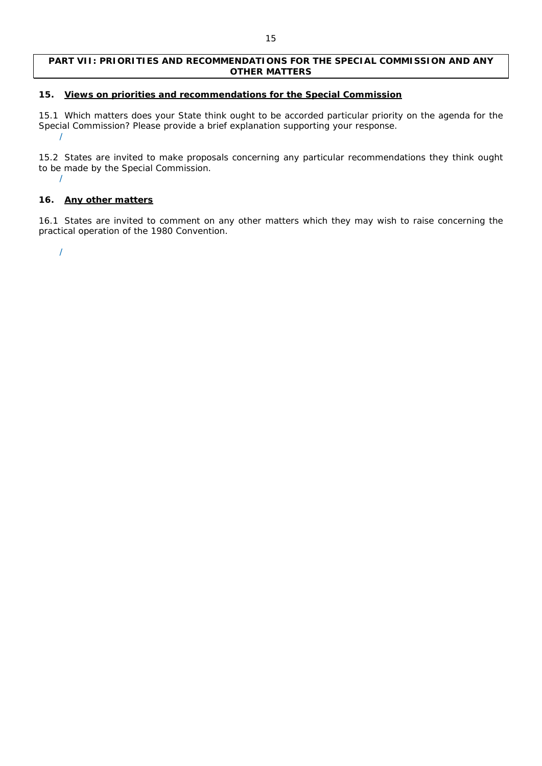## PART VII: PRIORITIES AND RECOMMENDATIONS FOR THE SPECIAL COMMISSION AND ANY OTHER MATTERS

### 15. Views on priorities and recommendations for the Special Commission

15.1 Which matters does your State think ought to be accorded particular priority on the agenda for the Special Commission? Please provide a brief explanation supporting your response.

/

15.2 States are invited to make proposals concerning any particular recommendations they think ought to be made by the Special Commission.

/

### 16. Any other matters

16.1 States are invited to comment on any other matters which they may wish to raise concerning the practical operation of the 1980 Convention.

/